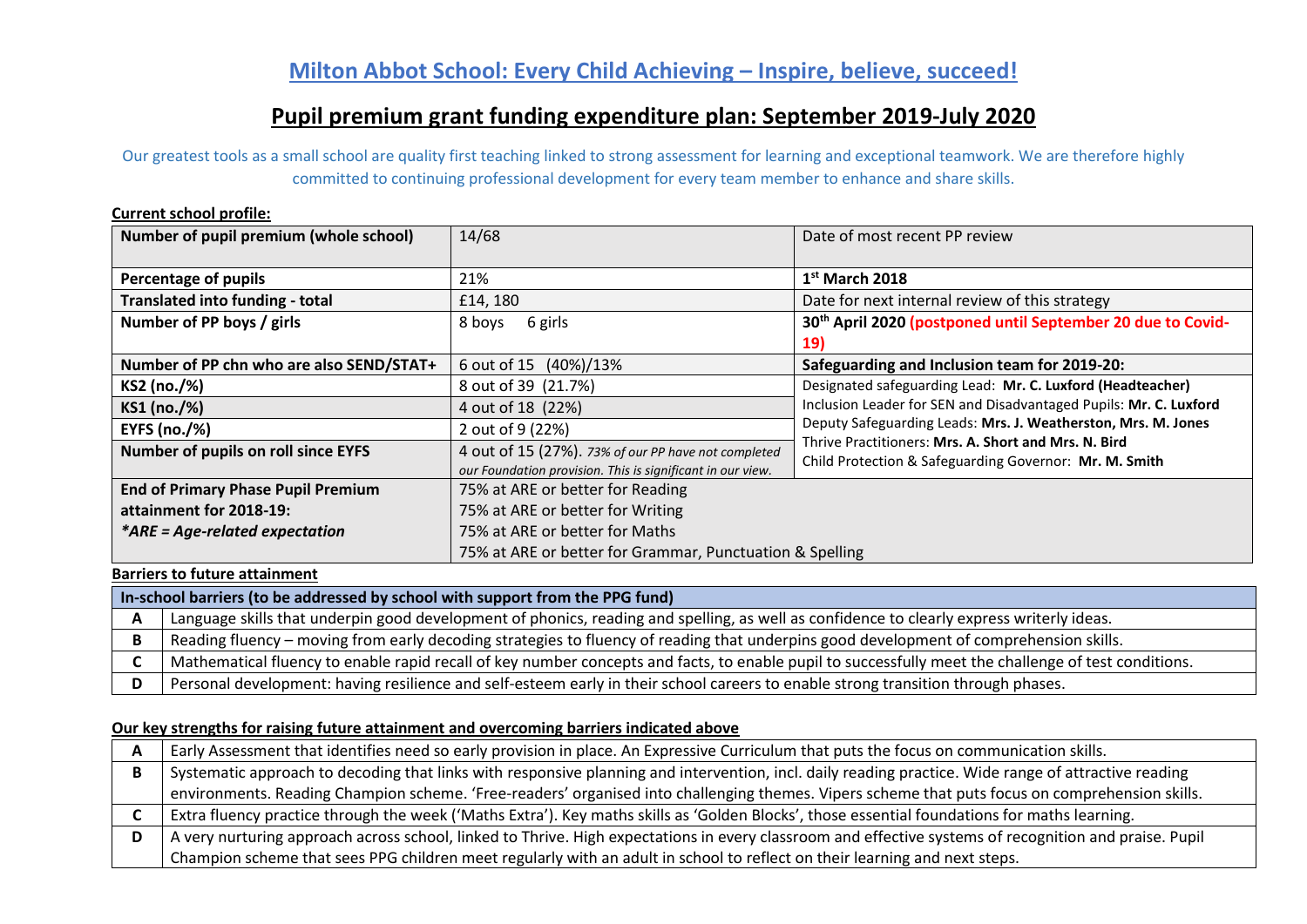# Milton Abbot School: Every Child Achieving – Inspire, believe, succeed!

## Pupil premium grant funding expenditure plan: September 2019-July 2020

Our greatest tools as a small school are quality first teaching linked to strong assessment for learning and exceptional teamwork. We are therefore highly committed to continuing professional development for every team member to enhance and share skills.

**Current school profile:**

| | | |
|---|---|---|
| **Number of pupil premium (whole school)** | 14/68 | Date of most recent PP review |
| **Percentage of pupils** | 21% | **1st March 2018** |
| **Translated into funding - total** | £14, 180 | Date for next internal review of this strategy |
| **Number of PP boys / girls** | 8 boys 6 girls | **30th April 2020 (postponed until September 20 due to Covid-19)** |
| **Number of PP chn who are also SEND/STAT+** | 6 out of 15 (40%)/13% | **Safeguarding and Inclusion team for 2019-20:** |
| **KS2 (no./%)** | 8 out of 39 (21.7%) | Designated safeguarding Lead: **Mr. C. Luxford (Headteacher)**<br>Inclusion Leader for SEN and Disadvantaged Pupils: **Mr. C. Luxford**<br>Deputy Safeguarding Leads: **Mrs. J. Weatherston, Mrs. M. Jones**<br>Thrive Practitioners: **Mrs. A. Short and Mrs. N. Bird**<br>Child Protection & Safeguarding Governor: **Mr. M. Smith** |
| **KS1 (no./%)** | 4 out of 18 (22%) | |
| **EYFS (no./%)** | 2 out of 9 (22%) | |
| **Number of pupils on roll since EYFS** | 4 out of 15 (27%). *73% of our PP have not completed our Foundation provision. This is significant in our view.* | |
| **End of Primary Phase Pupil Premium attainment for 2018-19:**<br>***ARE = Age-related expectation** | 75% at ARE or better for Reading<br>75% at ARE or better for Writing<br>75% at ARE or better for Maths<br>75% at ARE or better for Grammar, Punctuation & Spelling | |

**Barriers to future attainment**

| **In-school barriers (to be addressed by school with support from the PPG fund)** | |
|---|---|
| **A** | Language skills that underpin good development of phonics, reading and spelling, as well as confidence to clearly express writerly ideas. |
| **B** | Reading fluency – moving from early decoding strategies to fluency of reading that underpins good development of comprehension skills. |
| **C** | Mathematical fluency to enable rapid recall of key number concepts and facts, to enable pupil to successfully meet the challenge of test conditions. |
| **D** | Personal development: having resilience and self-esteem early in their school careers to enable strong transition through phases. |

**Our key strengths for raising future attainment and overcoming barriers indicated above**

| | |
|---|---|
| **A** | Early Assessment that identifies need so early provision in place. An Expressive Curriculum that puts the focus on communication skills. |
| **B** | Systematic approach to decoding that links with responsive planning and intervention, incl. daily reading practice. Wide range of attractive reading environments. Reading Champion scheme. 'Free-readers' organised into challenging themes. Vipers scheme that puts focus on comprehension skills. |
| **C** | Extra fluency practice through the week ('Maths Extra'). Key maths skills as 'Golden Blocks', those essential foundations for maths learning. |
| **D** | A very nurturing approach across school, linked to Thrive. High expectations in every classroom and effective systems of recognition and praise. Pupil Champion scheme that sees PPG children meet regularly with an adult in school to reflect on their learning and next steps. |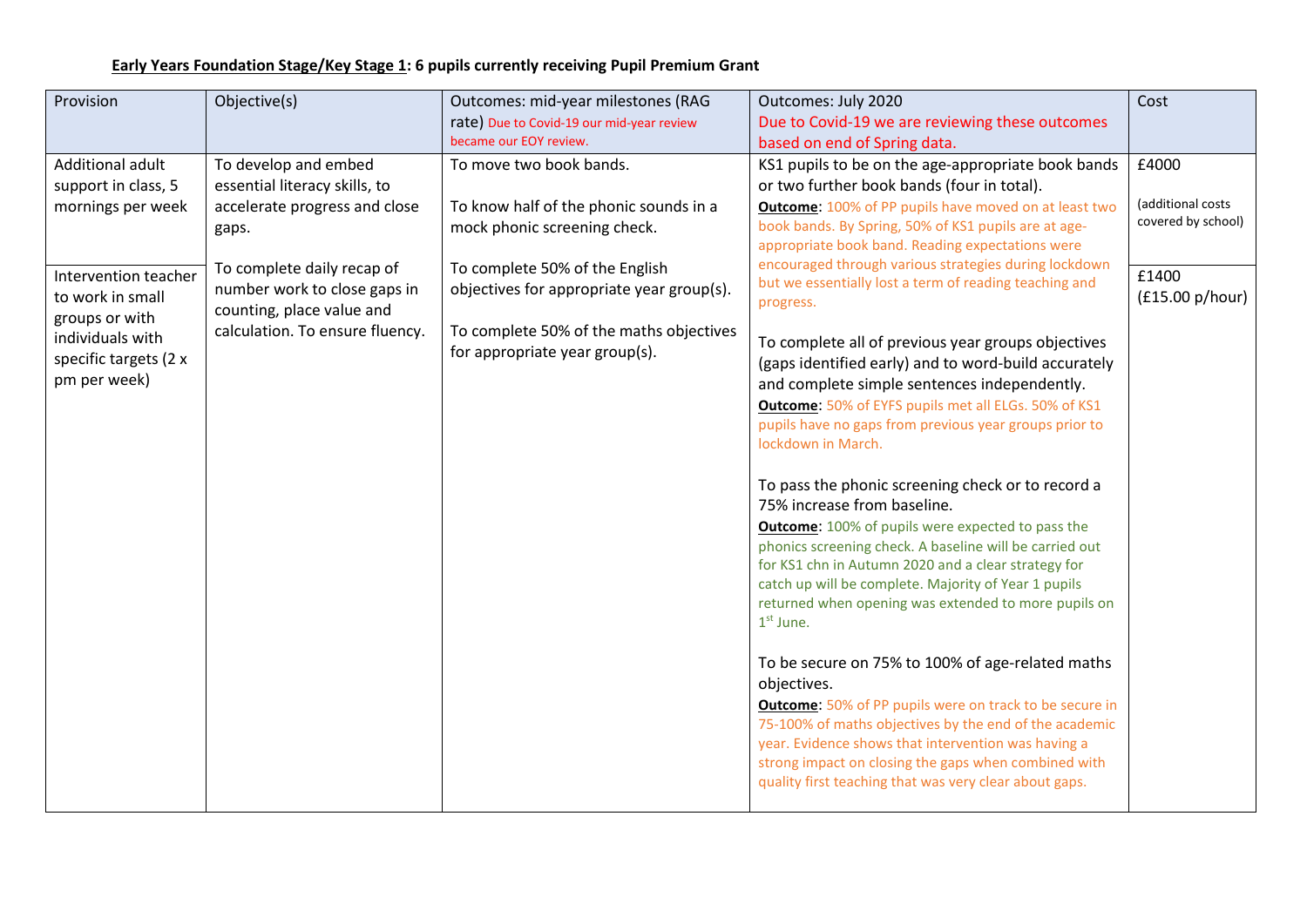**<u>Early Years Foundation Stage/Key Stage 1</u>: 6 pupils currently receiving Pupil Premium Grant**

| Provision | Objective(s) | Outcomes: mid-year milestones (RAG rate) Due to Covid-19 our mid-year review became our EOY review. | Outcomes: July 2020 Due to Covid-19 we are reviewing these outcomes based on end of Spring data. | Cost |
|---|---|---|---|---|
| Additional adult support in class, 5 mornings per week<br><br>Intervention teacher to work in small groups or with individuals with specific targets (2 x pm per week) | To develop and embed essential literacy skills, to accelerate progress and close gaps.<br><br>To complete daily recap of number work to close gaps in counting, place value and calculation. To ensure fluency. | To move two book bands.<br><br>To know half of the phonic sounds in a mock phonic screening check.<br><br>To complete 50% of the English objectives for appropriate year group(s).<br><br>To complete 50% of the maths objectives for appropriate year group(s). | KS1 pupils to be on the age-appropriate book bands or two further book bands (four in total).<br>**<u>Outcome</u>**: 100% of PP pupils have moved on at least two book bands. By Spring, 50% of KS1 pupils are at age-appropriate book band. Reading expectations were encouraged through various strategies during lockdown but we essentially lost a term of reading teaching and progress.<br><br>To complete all of previous year groups objectives (gaps identified early) and to word-build accurately and complete simple sentences independently.<br>**<u>Outcome</u>**: 50% of EYFS pupils met all ELGs. 50% of KS1 pupils have no gaps from previous year groups prior to lockdown in March.<br><br>To pass the phonic screening check or to record a 75% increase from baseline.<br>**<u>Outcome</u>**: 100% of pupils were expected to pass the phonics screening check. A baseline will be carried out for KS1 chn in Autumn 2020 and a clear strategy for catch up will be complete. Majority of Year 1 pupils returned when opening was extended to more pupils on 1st June.<br><br>To be secure on 75% to 100% of age-related maths objectives.<br>**<u>Outcome</u>**: 50% of PP pupils were on track to be secure in 75-100% of maths objectives by the end of the academic year. Evidence shows that intervention was having a strong impact on closing the gaps when combined with quality first teaching that was very clear about gaps. | £4000<br><br>(additional costs covered by school)<br><br>£1400<br>(£15.00 p/hour) |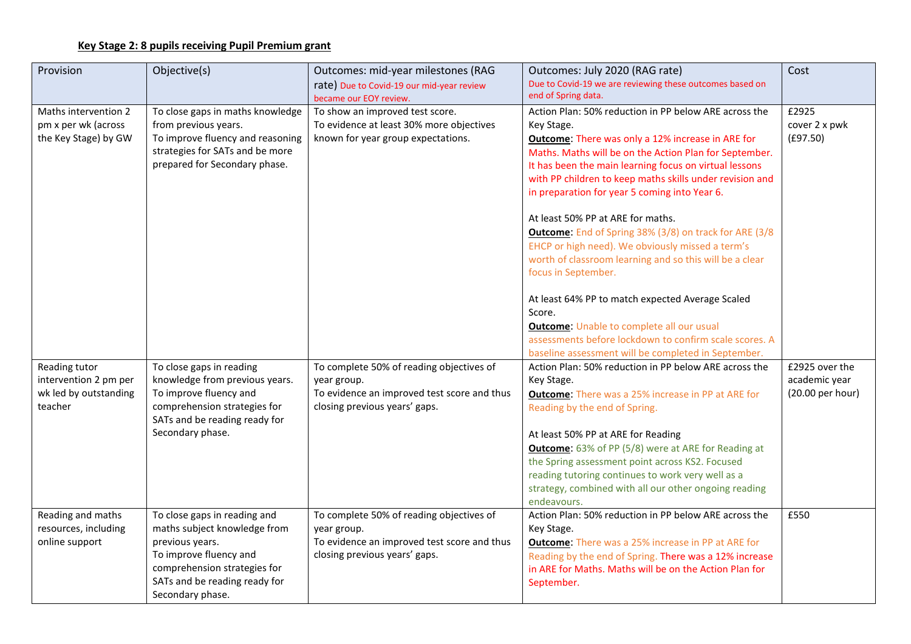## Key Stage 2: 8 pupils receiving Pupil Premium grant

| Provision | Objective(s) | Outcomes: mid-year milestones (RAG rate) Due to Covid-19 our mid-year review became our EOY review. | Outcomes: July 2020 (RAG rate) Due to Covid-19 we are reviewing these outcomes based on end of Spring data. | Cost |
|---|---|---|---|---|
| Maths intervention 2 pm x per wk (across the Key Stage) by GW | To close gaps in maths knowledge from previous years.<br>To improve fluency and reasoning strategies for SATs and be more prepared for Secondary phase. | To show an improved test score.<br>To evidence at least 30% more objectives known for year group expectations. | Action Plan: 50% reduction in PP below ARE across the Key Stage.<br>**Outcome**: There was only a 12% increase in ARE for Maths. Maths will be on the Action Plan for September. It has been the main learning focus on virtual lessons with PP children to keep maths skills under revision and in preparation for year 5 coming into Year 6.<br><br>At least 50% PP at ARE for maths.<br>**Outcome**: End of Spring 38% (3/8) on track for ARE (3/8 EHCP or high need). We obviously missed a term's worth of classroom learning and so this will be a clear focus in September.<br><br>At least 64% PP to match expected Average Scaled Score.<br>**Outcome**: Unable to complete all our usual assessments before lockdown to confirm scale scores. A baseline assessment will be completed in September. | £2925<br>cover 2 x pwk<br>(£97.50) |
| Reading tutor intervention 2 pm per wk led by outstanding teacher | To close gaps in reading knowledge from previous years.<br>To improve fluency and comprehension strategies for SATs and be reading ready for Secondary phase. | To complete 50% of reading objectives of year group.<br>To evidence an improved test score and thus closing previous years' gaps. | Action Plan: 50% reduction in PP below ARE across the Key Stage.<br>**Outcome**: There was a 25% increase in PP at ARE for Reading by the end of Spring.<br><br>At least 50% PP at ARE for Reading<br>**Outcome**: 63% of PP (5/8) were at ARE for Reading at the Spring assessment point across KS2. Focused reading tutoring continues to work very well as a strategy, combined with all our other ongoing reading endeavours. | £2925 over the academic year<br>(20.00 per hour) |
| Reading and maths resources, including online support | To close gaps in reading and maths subject knowledge from previous years.<br>To improve fluency and comprehension strategies for SATs and be reading ready for Secondary phase. | To complete 50% of reading objectives of year group.<br>To evidence an improved test score and thus closing previous years' gaps. | Action Plan: 50% reduction in PP below ARE across the Key Stage.<br>**Outcome**: There was a 25% increase in PP at ARE for Reading by the end of Spring. There was a 12% increase in ARE for Maths. Maths will be on the Action Plan for September. | £550 |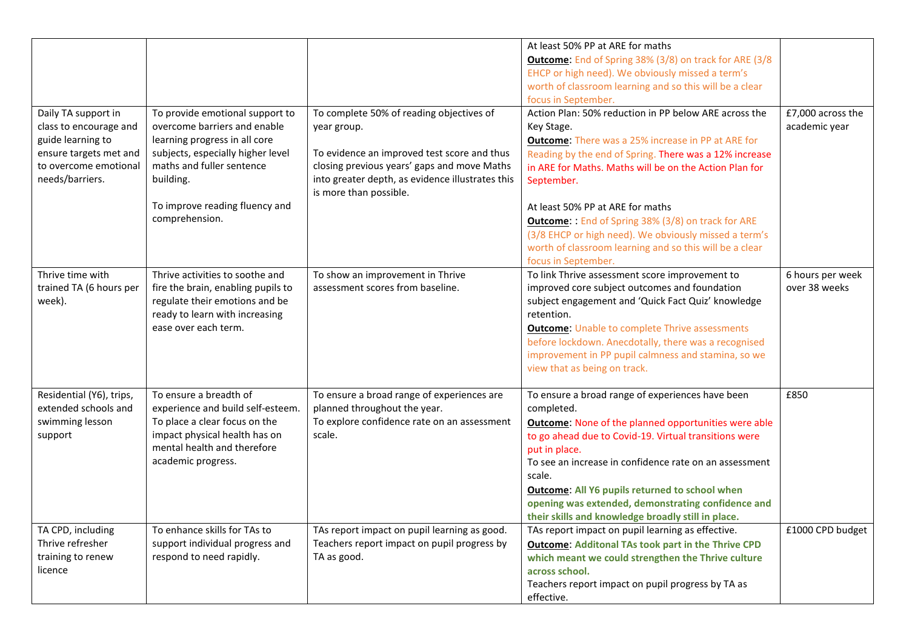| | | | | |
|---|---|---|---|---|
| | | | At least 50% PP at ARE for maths<br>**Outcome**: End of Spring 38% (3/8) on track for ARE (3/8 EHCP or high need). We obviously missed a term's worth of classroom learning and so this will be a clear focus in September. | |
| Daily TA support in class to encourage and guide learning to ensure targets met and to overcome emotional needs/barriers. | To provide emotional support to overcome barriers and enable learning progress in all core subjects, especially higher level maths and fuller sentence building.<br><br>To improve reading fluency and comprehension. | To complete 50% of reading objectives of year group.<br><br>To evidence an improved test score and thus closing previous years' gaps and move Maths into greater depth, as evidence illustrates this is more than possible. | Action Plan: 50% reduction in PP below ARE across the Key Stage.<br>**Outcome**: There was a 25% increase in PP at ARE for Reading by the end of Spring. There was a 12% increase in ARE for Maths. Maths will be on the Action Plan for September.<br><br>At least 50% PP at ARE for maths<br>**Outcome**: : End of Spring 38% (3/8) on track for ARE (3/8 EHCP or high need). We obviously missed a term's worth of classroom learning and so this will be a clear focus in September. | £7,000 across the academic year |
| Thrive time with trained TA (6 hours per week). | Thrive activities to soothe and fire the brain, enabling pupils to regulate their emotions and be ready to learn with increasing ease over each term. | To show an improvement in Thrive assessment scores from baseline. | To link Thrive assessment score improvement to improved core subject outcomes and foundation subject engagement and 'Quick Fact Quiz' knowledge retention.<br>**Outcome**: Unable to complete Thrive assessments before lockdown. Anecdotally, there was a recognised improvement in PP pupil calmness and stamina, so we view that as being on track. | 6 hours per week over 38 weeks |
| Residential (Y6), trips, extended schools and swimming lesson support | To ensure a breadth of experience and build self-esteem. To place a clear focus on the impact physical health has on mental health and therefore academic progress. | To ensure a broad range of experiences are planned throughout the year.<br>To explore confidence rate on an assessment scale. | To ensure a broad range of experiences have been completed.<br>**Outcome**: None of the planned opportunities were able to go ahead due to Covid-19. Virtual transitions were put in place.<br>To see an increase in confidence rate on an assessment scale.<br>**Outcome**: **All Y6 pupils returned to school when opening was extended, demonstrating confidence and their skills and knowledge broadly still in place.** | £850 |
| TA CPD, including Thrive refresher training to renew licence | To enhance skills for TAs to support individual progress and respond to need rapidly. | TAs report impact on pupil learning as good.<br>Teachers report impact on pupil progress by TA as good. | TAs report impact on pupil learning as effective.<br>**Outcome**: **Additonal TAs took part in the Thrive CPD which meant we could strengthen the Thrive culture across school.**<br>Teachers report impact on pupil progress by TA as effective. | £1000 CPD budget |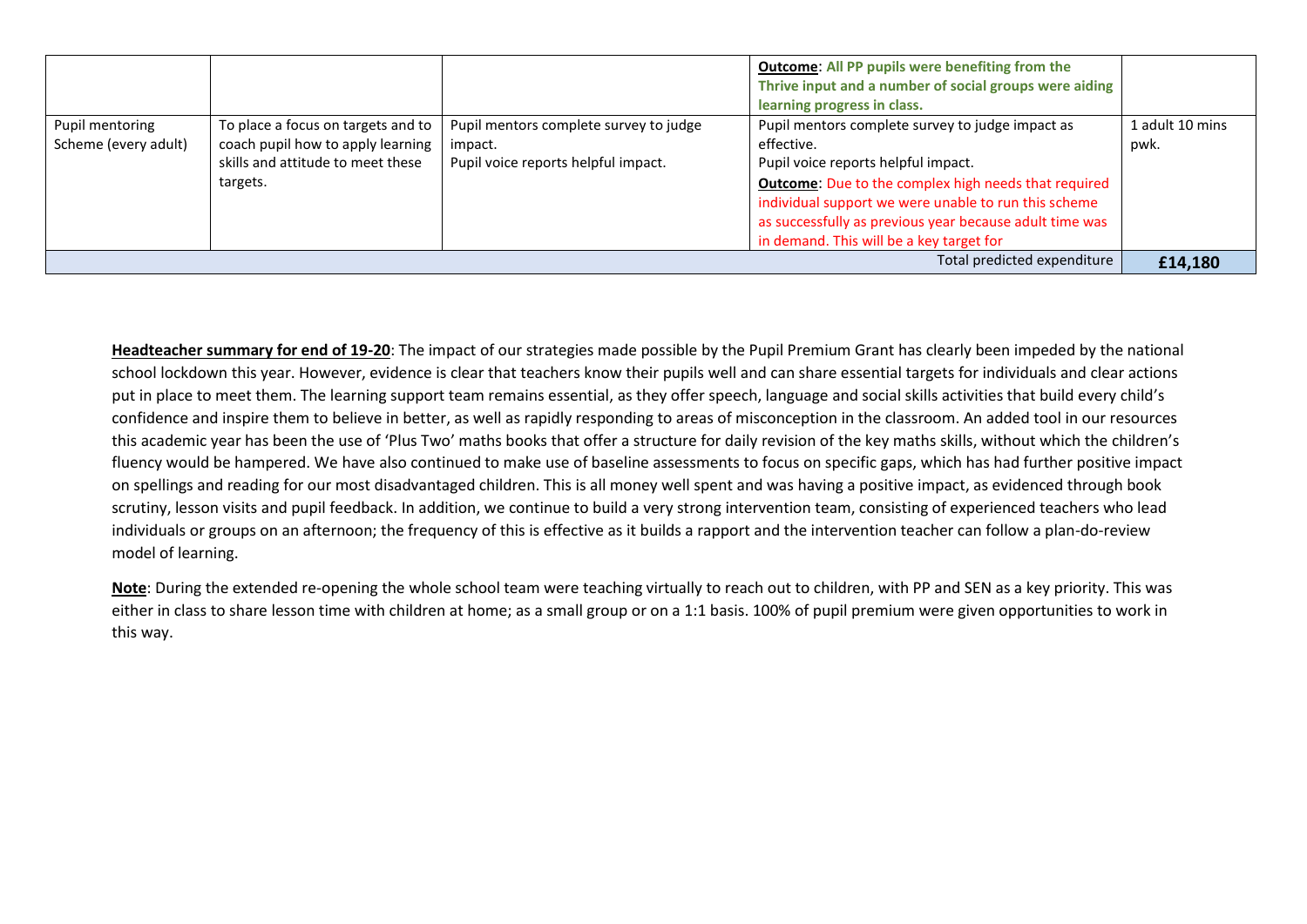| | | | | |
|---|---|---|---|---|
| | | | **Outcome**: All PP pupils were benefiting from the Thrive input and a number of social groups were aiding learning progress in class. | |
| Pupil mentoring Scheme (every adult) | To place a focus on targets and to coach pupil how to apply learning skills and attitude to meet these targets. | Pupil mentors complete survey to judge impact.<br>Pupil voice reports helpful impact. | Pupil mentors complete survey to judge impact as effective.<br>Pupil voice reports helpful impact.<br>**Outcome**: Due to the complex high needs that required individual support we were unable to run this scheme as successfully as previous year because adult time was in demand. This will be a key target for | 1 adult 10 mins pwk. |
| | | | Total predicted expenditure | **£14,180** |

**Headteacher summary for end of 19-20**: The impact of our strategies made possible by the Pupil Premium Grant has clearly been impeded by the national school lockdown this year. However, evidence is clear that teachers know their pupils well and can share essential targets for individuals and clear actions put in place to meet them. The learning support team remains essential, as they offer speech, language and social skills activities that build every child's confidence and inspire them to believe in better, as well as rapidly responding to areas of misconception in the classroom. An added tool in our resources this academic year has been the use of 'Plus Two' maths books that offer a structure for daily revision of the key maths skills, without which the children's fluency would be hampered. We have also continued to make use of baseline assessments to focus on specific gaps, which has had further positive impact on spellings and reading for our most disadvantaged children. This is all money well spent and was having a positive impact, as evidenced through book scrutiny, lesson visits and pupil feedback. In addition, we continue to build a very strong intervention team, consisting of experienced teachers who lead individuals or groups on an afternoon; the frequency of this is effective as it builds a rapport and the intervention teacher can follow a plan-do-review model of learning.

**Note**: During the extended re-opening the whole school team were teaching virtually to reach out to children, with PP and SEN as a key priority. This was either in class to share lesson time with children at home; as a small group or on a 1:1 basis. 100% of pupil premium were given opportunities to work in this way.